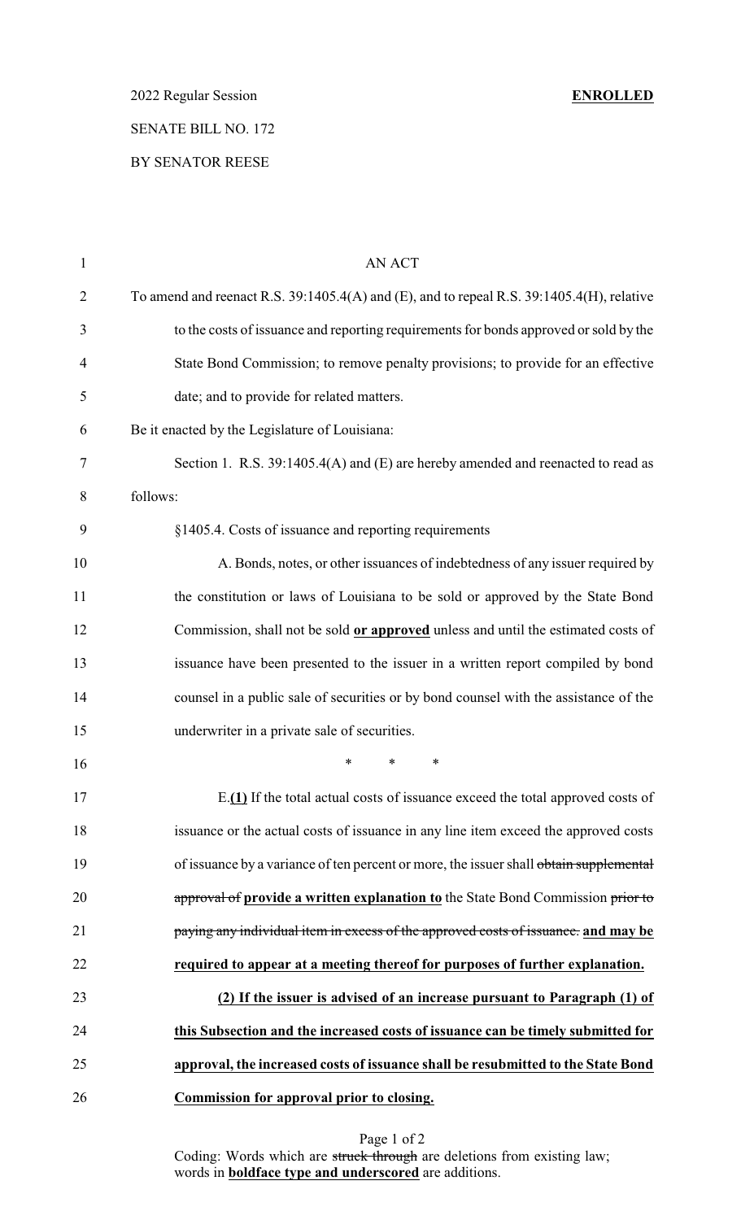2022 Regular Session **ENROLLED**

SENATE BILL NO. 172

BY SENATOR REESE

AN ACT

To amend and reenact R.S. 39:1405.4(A) and (E), and to repeal R.S. 39:1405.4(H), relative to the costs of issuance and reporting requirements for bonds approved or sold by the State Bond Commission; to remove penalty provisions; to provide for an effective date; and to provide for related matters.

Be it enacted by the Legislature of Louisiana:

Section 1. R.S. 39:1405.4(A) and (E) are hereby amended and reenacted to read as follows:

§1405.4. Costs of issuance and reporting requirements

A. Bonds, notes, or other issuances of indebtedness of any issuer required by the constitution or laws of Louisiana to be sold or approved by the State Bond Commission, shall not be sold **or approved** unless and until the estimated costs of issuance have been presented to the issuer in a written report compiled by bond counsel in a public sale of securities or by bond counsel with the assistance of the underwriter in a private sale of securities.

\* \* \*

E.**(1)** If the total actual costs of issuance exceed the total approved costs of issuance or the actual costs of issuance in any line item exceed the approved costs of issuance by a variance of ten percent or more, the issuer shall ~~obtain supplemental approval of~~ **provide a written explanation to** the State Bond Commission ~~prior to paying any individual item in excess of the approved costs of issuance.~~ **and may be required to appear at a meeting thereof for purposes of further explanation.**

**(2) If the issuer is advised of an increase pursuant to Paragraph (1) of this Subsection and the increased costs of issuance can be timely submitted for approval, the increased costs of issuance shall be resubmitted to the State Bond Commission for approval prior to closing.**

Coding: Words which are ~~struck through~~ are deletions from existing law; words in **boldface type and underscored** are additions.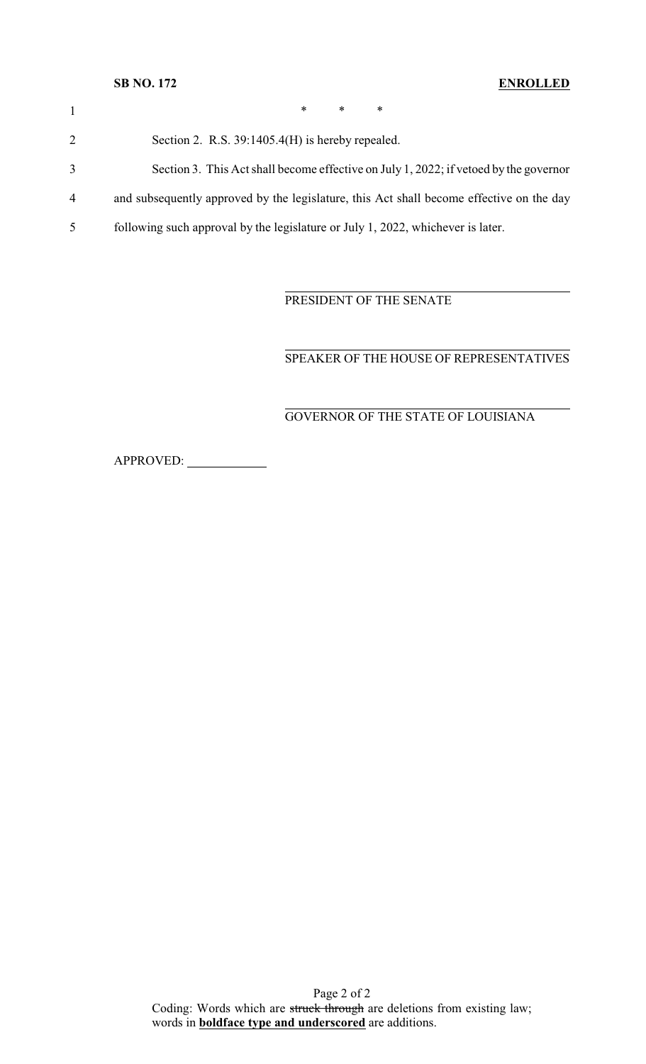SB NO. 172 **ENROLLED**

\* \* \*

Section 2. R.S. 39:1405.4(H) is hereby repealed.

Section 3. This Act shall become effective on July 1, 2022; if vetoed by the governor and subsequently approved by the legislature, this Act shall become effective on the day following such approval by the legislature or July 1, 2022, whichever is later.

PRESIDENT OF THE SENATE

SPEAKER OF THE HOUSE OF REPRESENTATIVES

GOVERNOR OF THE STATE OF LOUISIANA

APPROVED: \_\_\_\_\_\_\_\_\_\_\_\_

Coding: Words which are ~~struck through~~ are deletions from existing law; words in **boldface type and underscored** are additions.